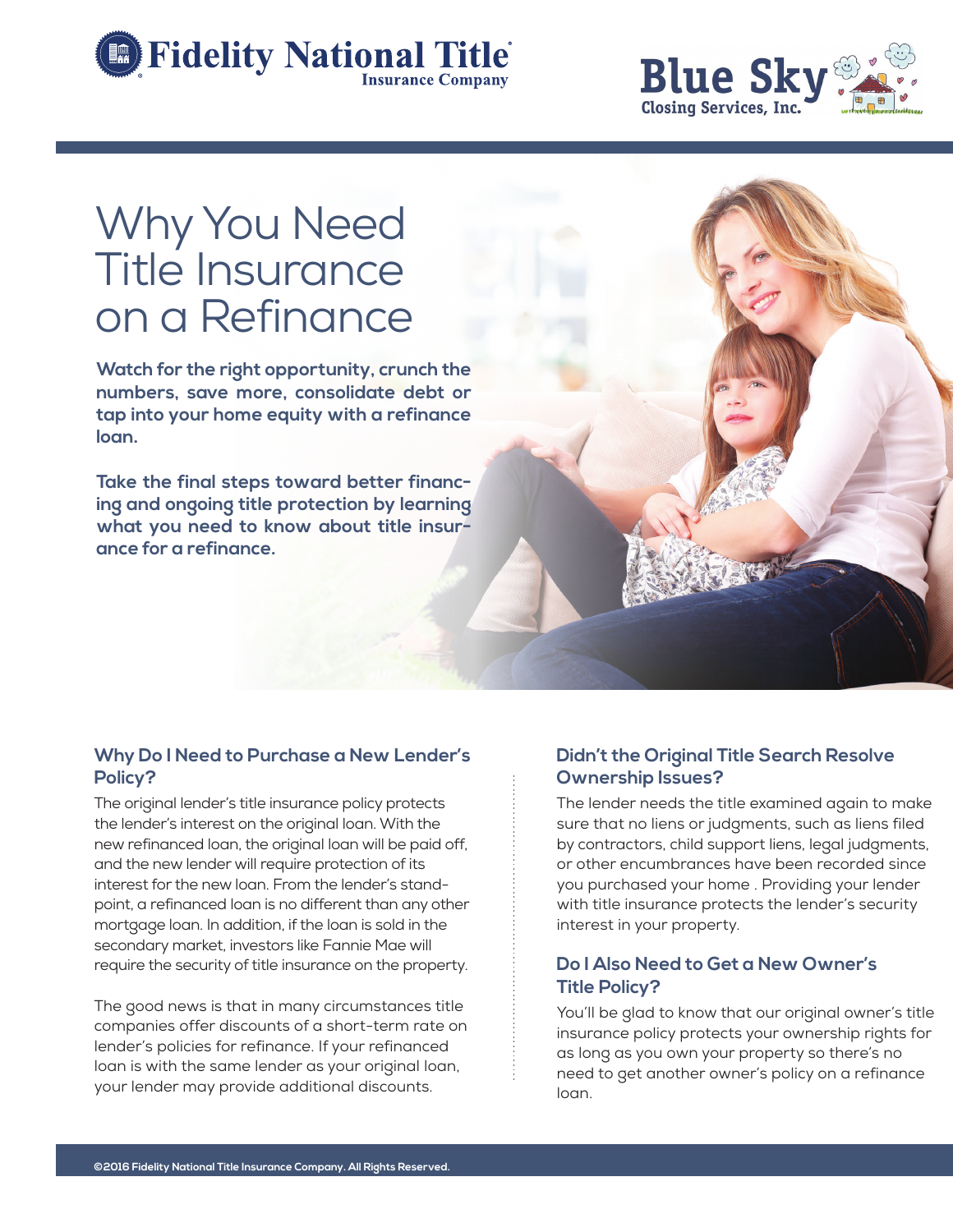Fidelity National Title Insurance Company

Blue Sky Closing Services, Inc.

# Why You Need Title Insurance on a Refinance

**Watch for the right opportunity, crunch the numbers, save more, consolidate debt or tap into your home equity with a refinance loan.**

**Take the final steps toward better financing and ongoing title protection by learning what you need to know about title insurance for a refinance.**

### Why Do I Need to Purchase a New Lender's Policy?

The original lender's title insurance policy protects the lender's interest on the original loan. With the new refinanced loan, the original loan will be paid off, and the new lender will require protection of its interest for the new loan. From the lender's standpoint, a refinanced loan is no different than any other mortgage loan. In addition, if the loan is sold in the secondary market, investors like Fannie Mae will require the security of title insurance on the property.

The good news is that in many circumstances title companies offer discounts of a short-term rate on lender's policies for refinance. If your refinanced loan is with the same lender as your original loan, your lender may provide additional discounts.

### Didn't the Original Title Search Resolve Ownership Issues?

The lender needs the title examined again to make sure that no liens or judgments, such as liens filed by contractors, child support liens, legal judgments, or other encumbrances have been recorded since you purchased your home . Providing your lender with title insurance protects the lender's security interest in your property.

### Do I Also Need to Get a New Owner's Title Policy?

You'll be glad to know that our original owner's title insurance policy protects your ownership rights for as long as you own your property so there's no need to get another owner's policy on a refinance loan.

©2016 Fidelity National Title Insurance Company. All Rights Reserved.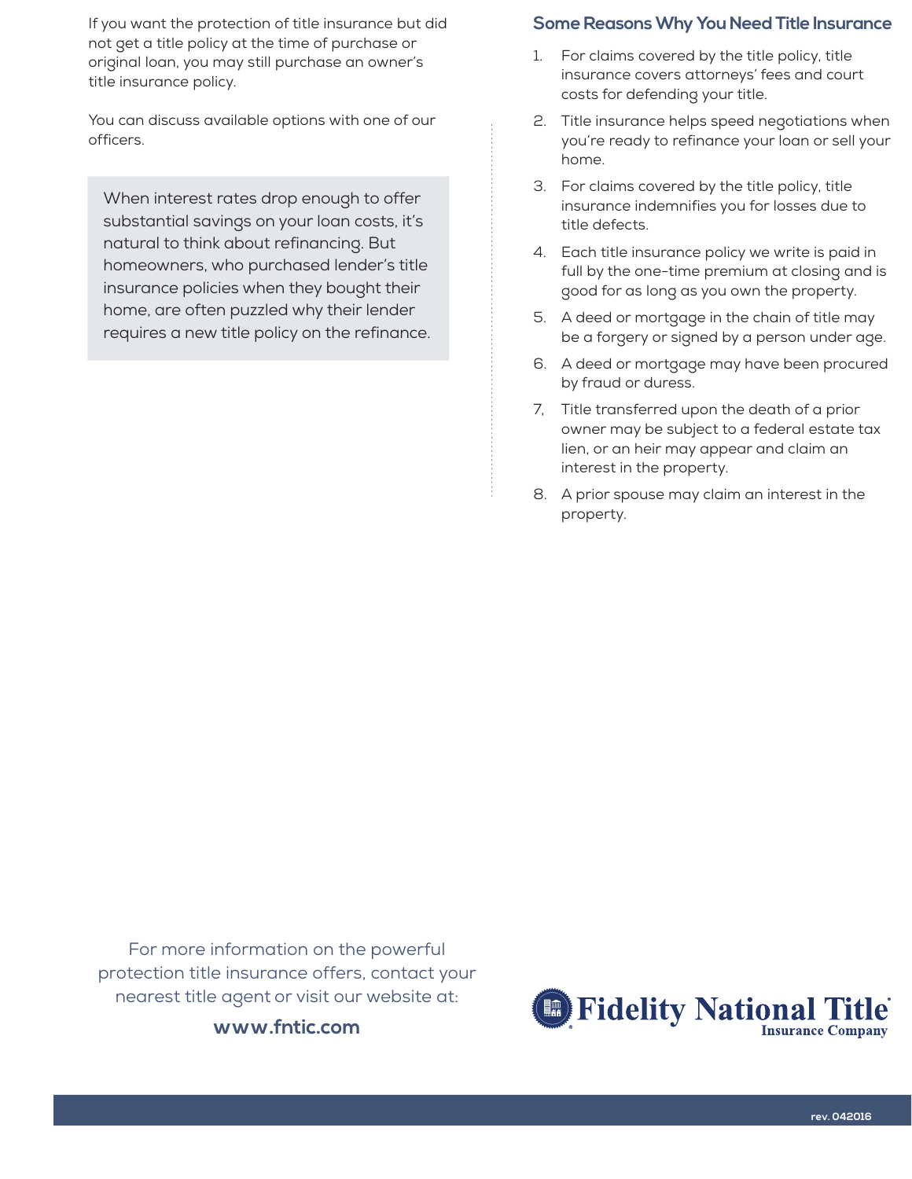If you want the protection of title insurance but did not get a title policy at the time of purchase or original loan, you may still purchase an owner's title insurance policy.

You can discuss available options with one of our officers.

When interest rates drop enough to offer substantial savings on your loan costs, it's natural to think about refinancing. But homeowners, who purchased lender's title insurance policies when they bought their home, are often puzzled why their lender requires a new title policy on the refinance.

## Some Reasons Why You Need Title Insurance

1. For claims covered by the title policy, title insurance covers attorneys' fees and court costs for defending your title.
2. Title insurance helps speed negotiations when you're ready to refinance your loan or sell your home.
3. For claims covered by the title policy, title insurance indemnifies you for losses due to title defects.
4. Each title insurance policy we write is paid in full by the one-time premium at closing and is good for as long as you own the property.
5. A deed or mortgage in the chain of title may be a forgery or signed by a person under age.
6. A deed or mortgage may have been procured by fraud or duress.
7. Title transferred upon the death of a prior owner may be subject to a federal estate tax lien, or an heir may appear and claim an interest in the property.
8. A prior spouse may claim an interest in the property.

For more information on the powerful protection title insurance offers, contact your nearest title agent or visit our website at:

**www.fntic.com**

Fidelity National Title Insurance Company

rev. 042016